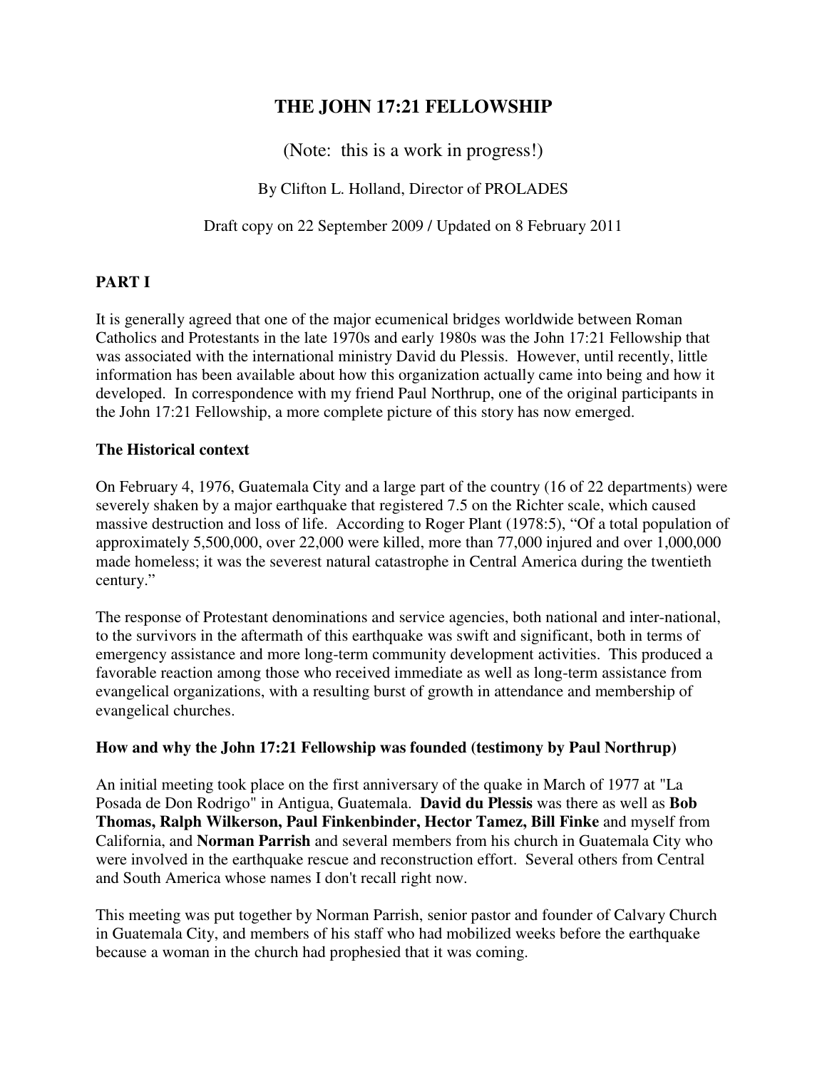# THE JOHN 17:21 FELLOWSHIP

(Note: this is a work in progress!)

By Clifton L. Holland, Director of PROLADES

Draft copy on 22 September 2009 / Updated on 8 February 2011

## PART I

It is generally agreed that one of the major ecumenical bridges worldwide between Roman Catholics and Protestants in the late 1970s and early 1980s was the John 17:21 Fellowship that was associated with the international ministry David du Plessis. However, until recently, little information has been available about how this organization actually came into being and how it developed. In correspondence with my friend Paul Northrup, one of the original participants in the John 17:21 Fellowship, a more complete picture of this story has now emerged.

### The Historical context

On February 4, 1976, Guatemala City and a large part of the country (16 of 22 departments) were severely shaken by a major earthquake that registered 7.5 on the Richter scale, which caused massive destruction and loss of life. According to Roger Plant (1978:5), "Of a total population of approximately 5,500,000, over 22,000 were killed, more than 77,000 injured and over 1,000,000 made homeless; it was the severest natural catastrophe in Central America during the twentieth century."

The response of Protestant denominations and service agencies, both national and inter-national, to the survivors in the aftermath of this earthquake was swift and significant, both in terms of emergency assistance and more long-term community development activities. This produced a favorable reaction among those who received immediate as well as long-term assistance from evangelical organizations, with a resulting burst of growth in attendance and membership of evangelical churches.

### How and why the John 17:21 Fellowship was founded (testimony by Paul Northrup)

An initial meeting took place on the first anniversary of the quake in March of 1977 at "La Posada de Don Rodrigo" in Antigua, Guatemala. **David du Plessis** was there as well as **Bob Thomas, Ralph Wilkerson, Paul Finkenbinder, Hector Tamez, Bill Finke** and myself from California, and **Norman Parrish** and several members from his church in Guatemala City who were involved in the earthquake rescue and reconstruction effort. Several others from Central and South America whose names I don't recall right now.

This meeting was put together by Norman Parrish, senior pastor and founder of Calvary Church in Guatemala City, and members of his staff who had mobilized weeks before the earthquake because a woman in the church had prophesied that it was coming.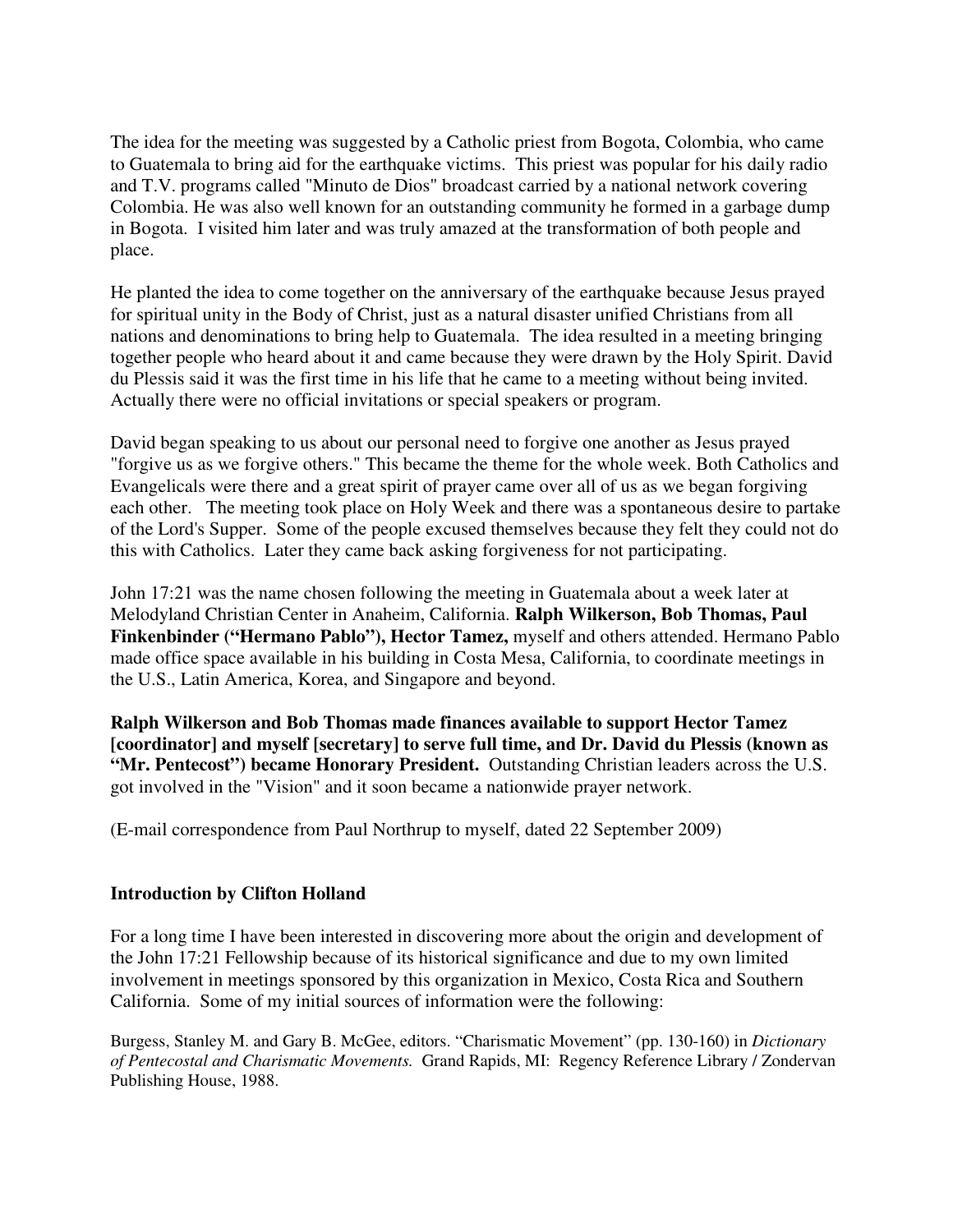The idea for the meeting was suggested by a Catholic priest from Bogota, Colombia, who came to Guatemala to bring aid for the earthquake victims. This priest was popular for his daily radio and T.V. programs called "Minuto de Dios" broadcast carried by a national network covering Colombia. He was also well known for an outstanding community he formed in a garbage dump in Bogota. I visited him later and was truly amazed at the transformation of both people and place.

He planted the idea to come together on the anniversary of the earthquake because Jesus prayed for spiritual unity in the Body of Christ, just as a natural disaster unified Christians from all nations and denominations to bring help to Guatemala. The idea resulted in a meeting bringing together people who heard about it and came because they were drawn by the Holy Spirit. David du Plessis said it was the first time in his life that he came to a meeting without being invited. Actually there were no official invitations or special speakers or program.

David began speaking to us about our personal need to forgive one another as Jesus prayed "forgive us as we forgive others." This became the theme for the whole week. Both Catholics and Evangelicals were there and a great spirit of prayer came over all of us as we began forgiving each other. The meeting took place on Holy Week and there was a spontaneous desire to partake of the Lord's Supper. Some of the people excused themselves because they felt they could not do this with Catholics. Later they came back asking forgiveness for not participating.

John 17:21 was the name chosen following the meeting in Guatemala about a week later at Melodyland Christian Center in Anaheim, California. **Ralph Wilkerson, Bob Thomas, Paul Finkenbinder ("Hermano Pablo"), Hector Tamez,** myself and others attended. Hermano Pablo made office space available in his building in Costa Mesa, California, to coordinate meetings in the U.S., Latin America, Korea, and Singapore and beyond.

**Ralph Wilkerson and Bob Thomas made finances available to support Hector Tamez [coordinator] and myself [secretary] to serve full time, and Dr. David du Plessis (known as "Mr. Pentecost") became Honorary President.** Outstanding Christian leaders across the U.S. got involved in the "Vision" and it soon became a nationwide prayer network.

(E-mail correspondence from Paul Northrup to myself, dated 22 September 2009)

**Introduction by Clifton Holland**

For a long time I have been interested in discovering more about the origin and development of the John 17:21 Fellowship because of its historical significance and due to my own limited involvement in meetings sponsored by this organization in Mexico, Costa Rica and Southern California. Some of my initial sources of information were the following:

Burgess, Stanley M. and Gary B. McGee, editors. "Charismatic Movement" (pp. 130-160) in *Dictionary of Pentecostal and Charismatic Movements.* Grand Rapids, MI: Regency Reference Library / Zondervan Publishing House, 1988.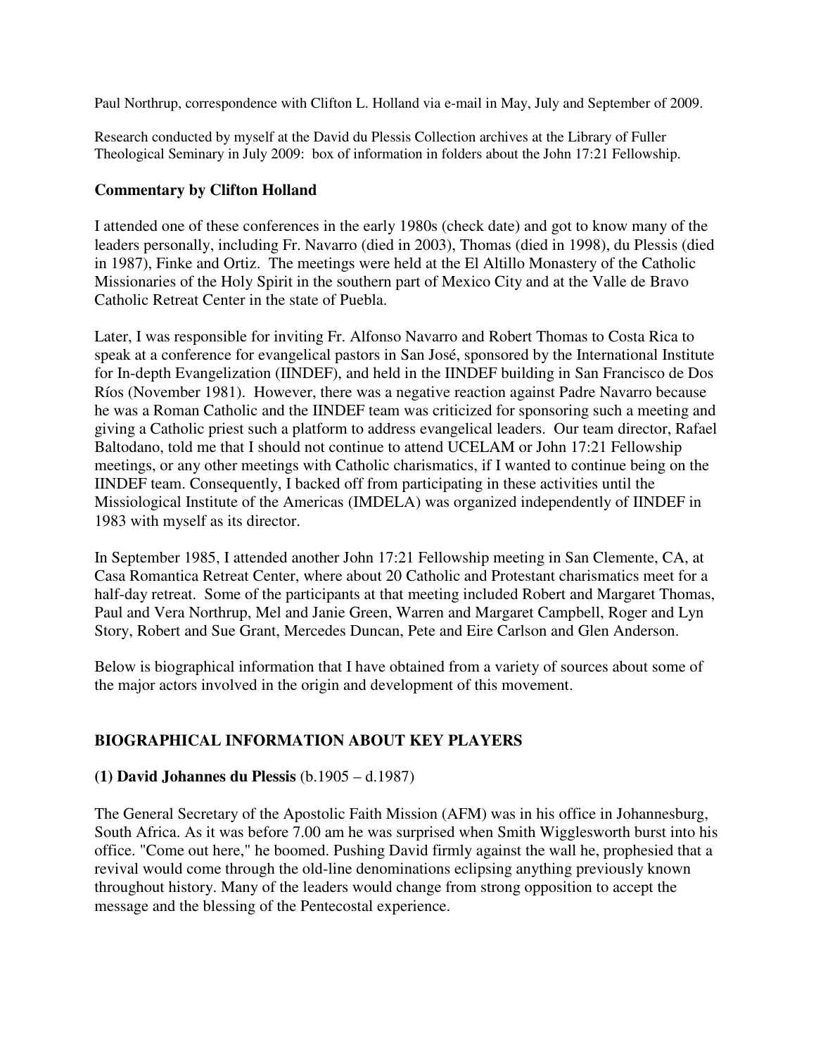Paul Northrup, correspondence with Clifton L. Holland via e-mail in May, July and September of 2009.

Research conducted by myself at the David du Plessis Collection archives at the Library of Fuller Theological Seminary in July 2009: box of information in folders about the John 17:21 Fellowship.

### Commentary by Clifton Holland

I attended one of these conferences in the early 1980s (check date) and got to know many of the leaders personally, including Fr. Navarro (died in 2003), Thomas (died in 1998), du Plessis (died in 1987), Finke and Ortiz. The meetings were held at the El Altillo Monastery of the Catholic Missionaries of the Holy Spirit in the southern part of Mexico City and at the Valle de Bravo Catholic Retreat Center in the state of Puebla.

Later, I was responsible for inviting Fr. Alfonso Navarro and Robert Thomas to Costa Rica to speak at a conference for evangelical pastors in San José, sponsored by the International Institute for In-depth Evangelization (IINDEF), and held in the IINDEF building in San Francisco de Dos Ríos (November 1981). However, there was a negative reaction against Padre Navarro because he was a Roman Catholic and the IINDEF team was criticized for sponsoring such a meeting and giving a Catholic priest such a platform to address evangelical leaders. Our team director, Rafael Baltodano, told me that I should not continue to attend UCELAM or John 17:21 Fellowship meetings, or any other meetings with Catholic charismatics, if I wanted to continue being on the IINDEF team. Consequently, I backed off from participating in these activities until the Missiological Institute of the Americas (IMDELA) was organized independently of IINDEF in 1983 with myself as its director.

In September 1985, I attended another John 17:21 Fellowship meeting in San Clemente, CA, at Casa Romantica Retreat Center, where about 20 Catholic and Protestant charismatics meet for a half-day retreat. Some of the participants at that meeting included Robert and Margaret Thomas, Paul and Vera Northrup, Mel and Janie Green, Warren and Margaret Campbell, Roger and Lyn Story, Robert and Sue Grant, Mercedes Duncan, Pete and Eire Carlson and Glen Anderson.

Below is biographical information that I have obtained from a variety of sources about some of the major actors involved in the origin and development of this movement.

### BIOGRAPHICAL INFORMATION ABOUT KEY PLAYERS

**(1) David Johannes du Plessis** (b.1905 – d.1987)

The General Secretary of the Apostolic Faith Mission (AFM) was in his office in Johannesburg, South Africa. As it was before 7.00 am he was surprised when Smith Wigglesworth burst into his office. "Come out here," he boomed. Pushing David firmly against the wall he, prophesied that a revival would come through the old-line denominations eclipsing anything previously known throughout history. Many of the leaders would change from strong opposition to accept the message and the blessing of the Pentecostal experience.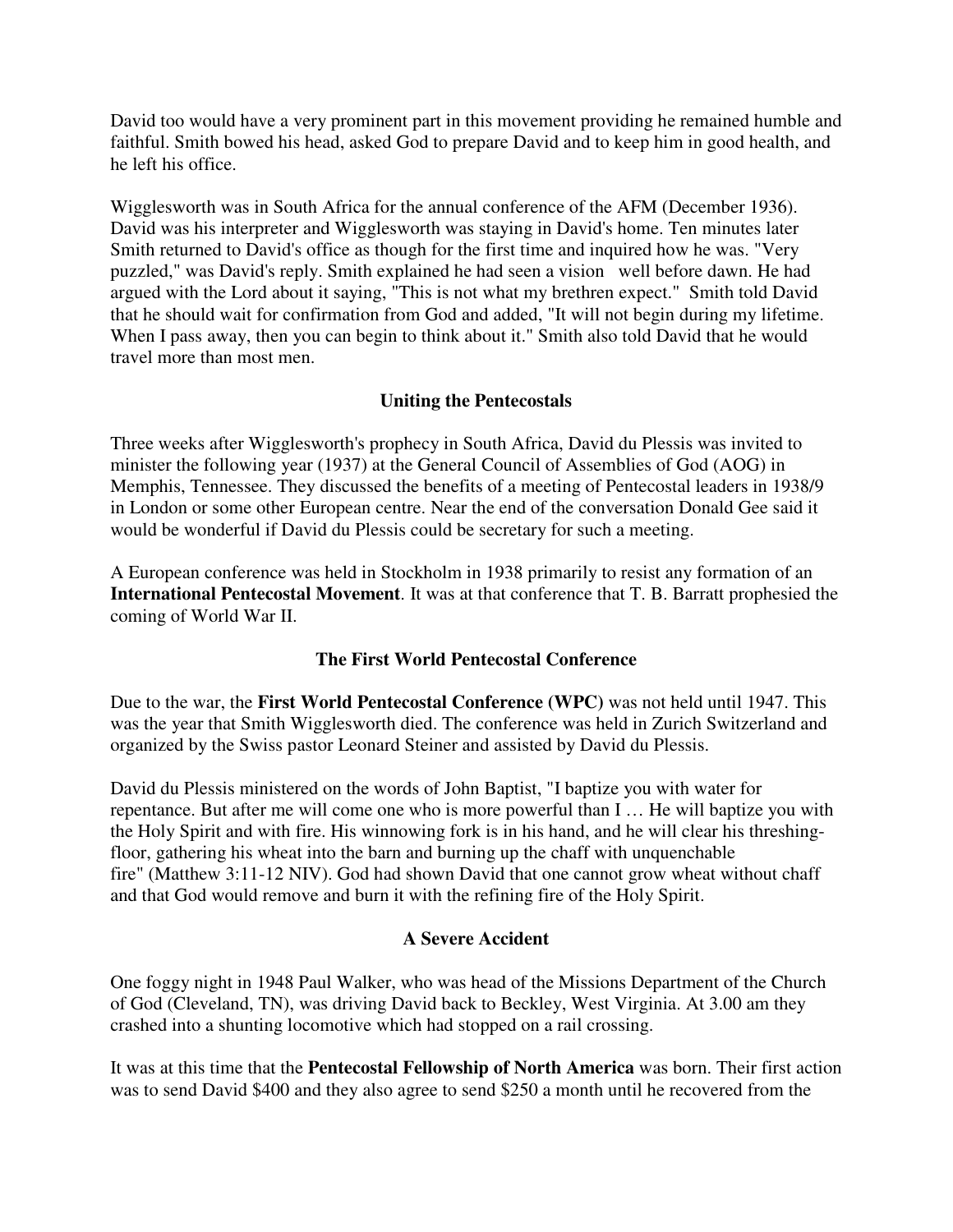David too would have a very prominent part in this movement providing he remained humble and faithful. Smith bowed his head, asked God to prepare David and to keep him in good health, and he left his office.

Wigglesworth was in South Africa for the annual conference of the AFM (December 1936). David was his interpreter and Wigglesworth was staying in David's home. Ten minutes later Smith returned to David's office as though for the first time and inquired how he was. "Very puzzled," was David's reply. Smith explained he had seen a vision well before dawn. He had argued with the Lord about it saying, "This is not what my brethren expect." Smith told David that he should wait for confirmation from God and added, "It will not begin during my lifetime. When I pass away, then you can begin to think about it." Smith also told David that he would travel more than most men.

### Uniting the Pentecostals

Three weeks after Wigglesworth's prophecy in South Africa, David du Plessis was invited to minister the following year (1937) at the General Council of Assemblies of God (AOG) in Memphis, Tennessee. They discussed the benefits of a meeting of Pentecostal leaders in 1938/9 in London or some other European centre. Near the end of the conversation Donald Gee said it would be wonderful if David du Plessis could be secretary for such a meeting.

A European conference was held in Stockholm in 1938 primarily to resist any formation of an **International Pentecostal Movement**. It was at that conference that T. B. Barratt prophesied the coming of World War II.

### The First World Pentecostal Conference

Due to the war, the **First World Pentecostal Conference (WPC)** was not held until 1947. This was the year that Smith Wigglesworth died. The conference was held in Zurich Switzerland and organized by the Swiss pastor Leonard Steiner and assisted by David du Plessis.

David du Plessis ministered on the words of John Baptist, "I baptize you with water for repentance. But after me will come one who is more powerful than I … He will baptize you with the Holy Spirit and with fire. His winnowing fork is in his hand, and he will clear his threshing-floor, gathering his wheat into the barn and burning up the chaff with unquenchable fire" (Matthew 3:11-12 NIV). God had shown David that one cannot grow wheat without chaff and that God would remove and burn it with the refining fire of the Holy Spirit.

### A Severe Accident

One foggy night in 1948 Paul Walker, who was head of the Missions Department of the Church of God (Cleveland, TN), was driving David back to Beckley, West Virginia. At 3.00 am they crashed into a shunting locomotive which had stopped on a rail crossing.

It was at this time that the **Pentecostal Fellowship of North America** was born. Their first action was to send David $400 and they also agree to send $250 a month until he recovered from the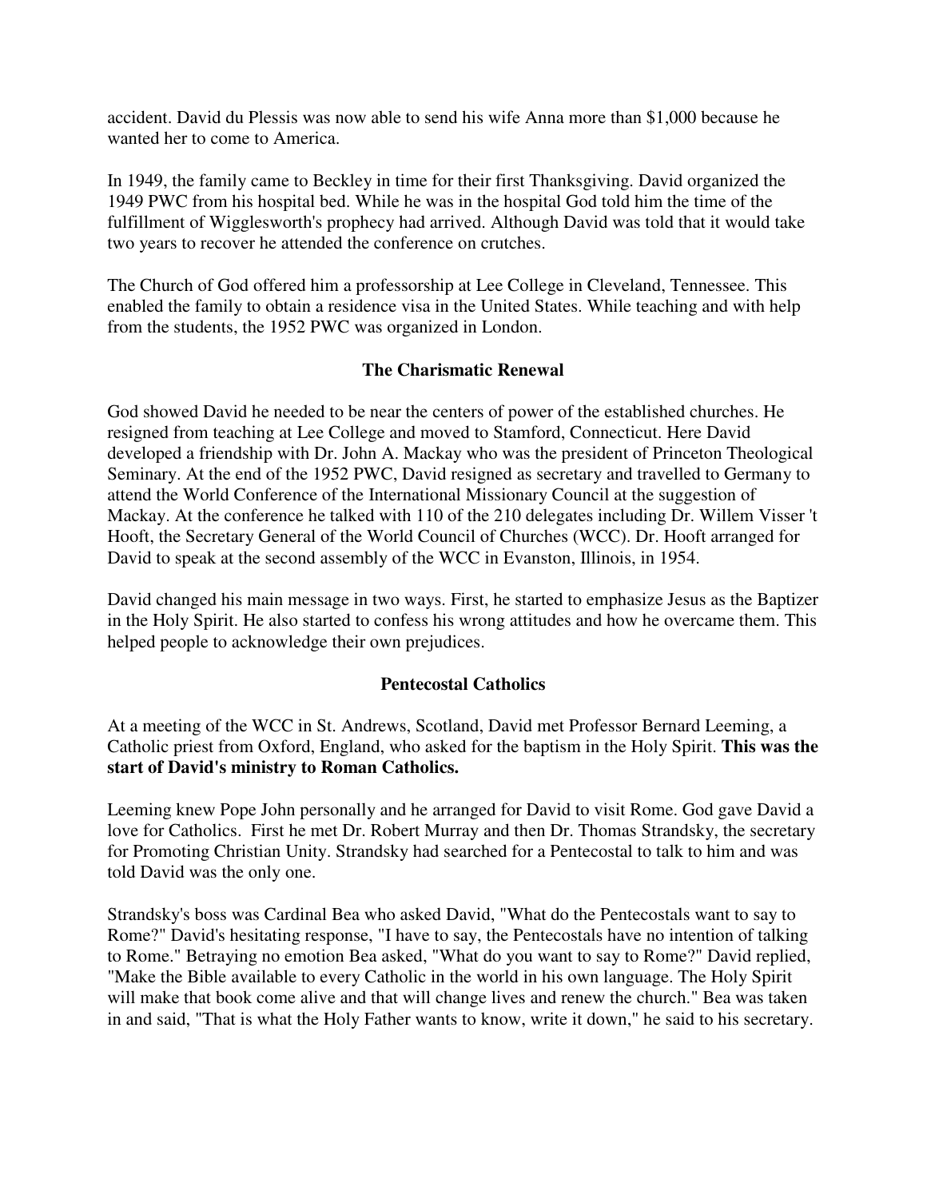accident. David du Plessis was now able to send his wife Anna more than $1,000 because he wanted her to come to America.

In 1949, the family came to Beckley in time for their first Thanksgiving. David organized the 1949 PWC from his hospital bed. While he was in the hospital God told him the time of the fulfillment of Wigglesworth's prophecy had arrived. Although David was told that it would take two years to recover he attended the conference on crutches.

The Church of God offered him a professorship at Lee College in Cleveland, Tennessee. This enabled the family to obtain a residence visa in the United States. While teaching and with help from the students, the 1952 PWC was organized in London.

### The Charismatic Renewal

God showed David he needed to be near the centers of power of the established churches. He resigned from teaching at Lee College and moved to Stamford, Connecticut. Here David developed a friendship with Dr. John A. Mackay who was the president of Princeton Theological Seminary. At the end of the 1952 PWC, David resigned as secretary and travelled to Germany to attend the World Conference of the International Missionary Council at the suggestion of Mackay. At the conference he talked with 110 of the 210 delegates including Dr. Willem Visser 't Hooft, the Secretary General of the World Council of Churches (WCC). Dr. Hooft arranged for David to speak at the second assembly of the WCC in Evanston, Illinois, in 1954.

David changed his main message in two ways. First, he started to emphasize Jesus as the Baptizer in the Holy Spirit. He also started to confess his wrong attitudes and how he overcame them. This helped people to acknowledge their own prejudices.

### Pentecostal Catholics

At a meeting of the WCC in St. Andrews, Scotland, David met Professor Bernard Leeming, a Catholic priest from Oxford, England, who asked for the baptism in the Holy Spirit. **This was the start of David's ministry to Roman Catholics.**

Leeming knew Pope John personally and he arranged for David to visit Rome. God gave David a love for Catholics. First he met Dr. Robert Murray and then Dr. Thomas Strandsky, the secretary for Promoting Christian Unity. Strandsky had searched for a Pentecostal to talk to him and was told David was the only one.

Strandsky's boss was Cardinal Bea who asked David, "What do the Pentecostals want to say to Rome?" David's hesitating response, "I have to say, the Pentecostals have no intention of talking to Rome." Betraying no emotion Bea asked, "What do you want to say to Rome?" David replied, "Make the Bible available to every Catholic in the world in his own language. The Holy Spirit will make that book come alive and that will change lives and renew the church." Bea was taken in and said, "That is what the Holy Father wants to know, write it down," he said to his secretary.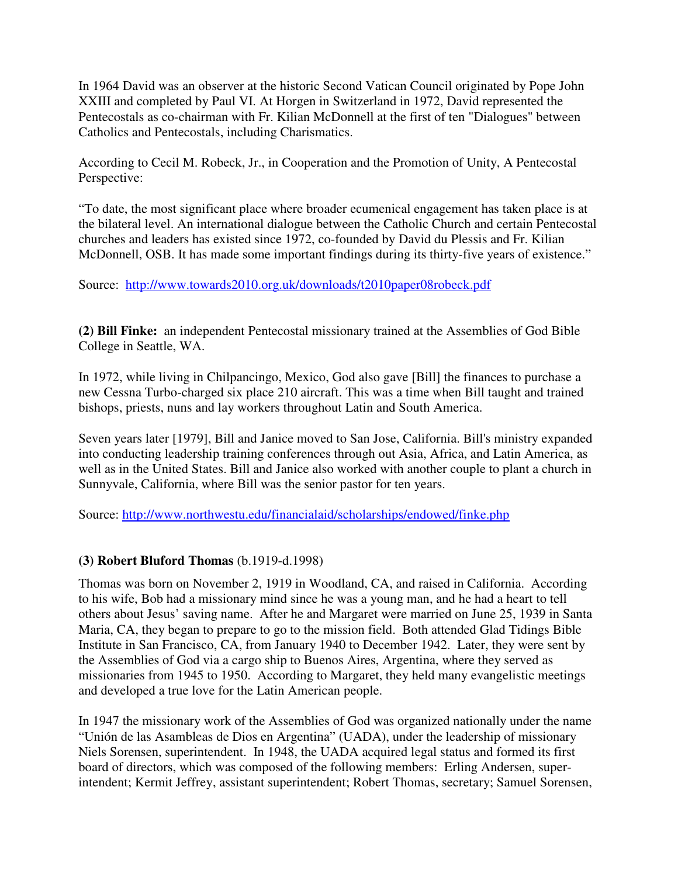In 1964 David was an observer at the historic Second Vatican Council originated by Pope John XXIII and completed by Paul VI. At Horgen in Switzerland in 1972, David represented the Pentecostals as co-chairman with Fr. Kilian McDonnell at the first of ten "Dialogues" between Catholics and Pentecostals, including Charismatics.

According to Cecil M. Robeck, Jr., in Cooperation and the Promotion of Unity, A Pentecostal Perspective:

"To date, the most significant place where broader ecumenical engagement has taken place is at the bilateral level. An international dialogue between the Catholic Church and certain Pentecostal churches and leaders has existed since 1972, co-founded by David du Plessis and Fr. Kilian McDonnell, OSB. It has made some important findings during its thirty-five years of existence."

Source: http://www.towards2010.org.uk/downloads/t2010paper08robeck.pdf

**(2) Bill Finke:** an independent Pentecostal missionary trained at the Assemblies of God Bible College in Seattle, WA.

In 1972, while living in Chilpancingo, Mexico, God also gave [Bill] the finances to purchase a new Cessna Turbo-charged six place 210 aircraft. This was a time when Bill taught and trained bishops, priests, nuns and lay workers throughout Latin and South America.

Seven years later [1979], Bill and Janice moved to San Jose, California. Bill's ministry expanded into conducting leadership training conferences through out Asia, Africa, and Latin America, as well as in the United States. Bill and Janice also worked with another couple to plant a church in Sunnyvale, California, where Bill was the senior pastor for ten years.

Source: http://www.northwestu.edu/financialaid/scholarships/endowed/finke.php

**(3) Robert Bluford Thomas** (b.1919-d.1998)

Thomas was born on November 2, 1919 in Woodland, CA, and raised in California. According to his wife, Bob had a missionary mind since he was a young man, and he had a heart to tell others about Jesus' saving name. After he and Margaret were married on June 25, 1939 in Santa Maria, CA, they began to prepare to go to the mission field. Both attended Glad Tidings Bible Institute in San Francisco, CA, from January 1940 to December 1942. Later, they were sent by the Assemblies of God via a cargo ship to Buenos Aires, Argentina, where they served as missionaries from 1945 to 1950. According to Margaret, they held many evangelistic meetings and developed a true love for the Latin American people.

In 1947 the missionary work of the Assemblies of God was organized nationally under the name "Unión de las Asambleas de Dios en Argentina" (UADA), under the leadership of missionary Niels Sorensen, superintendent. In 1948, the UADA acquired legal status and formed its first board of directors, which was composed of the following members: Erling Andersen, super-intendent; Kermit Jeffrey, assistant superintendent; Robert Thomas, secretary; Samuel Sorensen,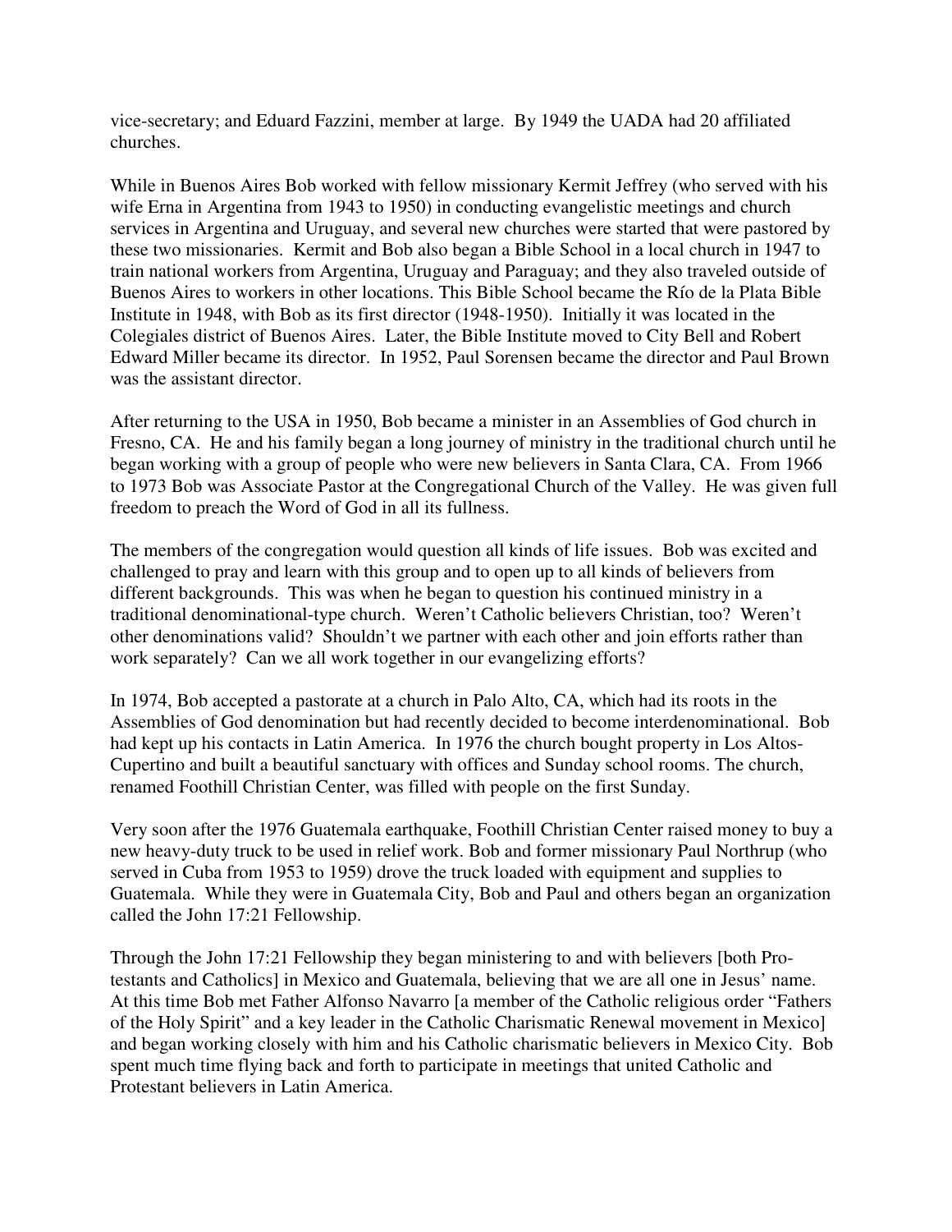vice-secretary; and Eduard Fazzini, member at large. By 1949 the UADA had 20 affiliated churches.

While in Buenos Aires Bob worked with fellow missionary Kermit Jeffrey (who served with his wife Erna in Argentina from 1943 to 1950) in conducting evangelistic meetings and church services in Argentina and Uruguay, and several new churches were started that were pastored by these two missionaries. Kermit and Bob also began a Bible School in a local church in 1947 to train national workers from Argentina, Uruguay and Paraguay; and they also traveled outside of Buenos Aires to workers in other locations. This Bible School became the Río de la Plata Bible Institute in 1948, with Bob as its first director (1948-1950). Initially it was located in the Colegiales district of Buenos Aires. Later, the Bible Institute moved to City Bell and Robert Edward Miller became its director. In 1952, Paul Sorensen became the director and Paul Brown was the assistant director.

After returning to the USA in 1950, Bob became a minister in an Assemblies of God church in Fresno, CA. He and his family began a long journey of ministry in the traditional church until he began working with a group of people who were new believers in Santa Clara, CA. From 1966 to 1973 Bob was Associate Pastor at the Congregational Church of the Valley. He was given full freedom to preach the Word of God in all its fullness.

The members of the congregation would question all kinds of life issues. Bob was excited and challenged to pray and learn with this group and to open up to all kinds of believers from different backgrounds. This was when he began to question his continued ministry in a traditional denominational-type church. Weren't Catholic believers Christian, too? Weren't other denominations valid? Shouldn't we partner with each other and join efforts rather than work separately? Can we all work together in our evangelizing efforts?

In 1974, Bob accepted a pastorate at a church in Palo Alto, CA, which had its roots in the Assemblies of God denomination but had recently decided to become interdenominational. Bob had kept up his contacts in Latin America. In 1976 the church bought property in Los Altos-Cupertino and built a beautiful sanctuary with offices and Sunday school rooms. The church, renamed Foothill Christian Center, was filled with people on the first Sunday.

Very soon after the 1976 Guatemala earthquake, Foothill Christian Center raised money to buy a new heavy-duty truck to be used in relief work. Bob and former missionary Paul Northrup (who served in Cuba from 1953 to 1959) drove the truck loaded with equipment and supplies to Guatemala. While they were in Guatemala City, Bob and Paul and others began an organization called the John 17:21 Fellowship.

Through the John 17:21 Fellowship they began ministering to and with believers [both Protestants and Catholics] in Mexico and Guatemala, believing that we are all one in Jesus' name. At this time Bob met Father Alfonso Navarro [a member of the Catholic religious order "Fathers of the Holy Spirit" and a key leader in the Catholic Charismatic Renewal movement in Mexico] and began working closely with him and his Catholic charismatic believers in Mexico City. Bob spent much time flying back and forth to participate in meetings that united Catholic and Protestant believers in Latin America.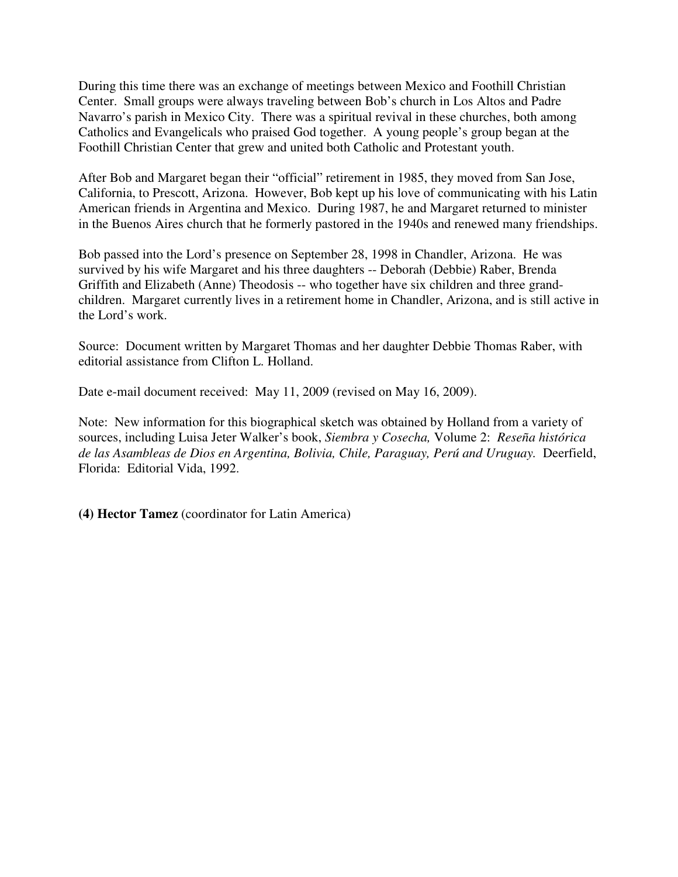During this time there was an exchange of meetings between Mexico and Foothill Christian Center. Small groups were always traveling between Bob's church in Los Altos and Padre Navarro's parish in Mexico City. There was a spiritual revival in these churches, both among Catholics and Evangelicals who praised God together. A young people's group began at the Foothill Christian Center that grew and united both Catholic and Protestant youth.

After Bob and Margaret began their "official" retirement in 1985, they moved from San Jose, California, to Prescott, Arizona. However, Bob kept up his love of communicating with his Latin American friends in Argentina and Mexico. During 1987, he and Margaret returned to minister in the Buenos Aires church that he formerly pastored in the 1940s and renewed many friendships.

Bob passed into the Lord's presence on September 28, 1998 in Chandler, Arizona. He was survived by his wife Margaret and his three daughters -- Deborah (Debbie) Raber, Brenda Griffith and Elizabeth (Anne) Theodosis -- who together have six children and three grand-children. Margaret currently lives in a retirement home in Chandler, Arizona, and is still active in the Lord's work.

Source: Document written by Margaret Thomas and her daughter Debbie Thomas Raber, with editorial assistance from Clifton L. Holland.

Date e-mail document received: May 11, 2009 (revised on May 16, 2009).

Note: New information for this biographical sketch was obtained by Holland from a variety of sources, including Luisa Jeter Walker's book, *Siembra y Cosecha,* Volume 2: *Reseña histórica de las Asambleas de Dios en Argentina, Bolivia, Chile, Paraguay, Perú and Uruguay.* Deerfield, Florida: Editorial Vida, 1992.

**(4) Hector Tamez** (coordinator for Latin America)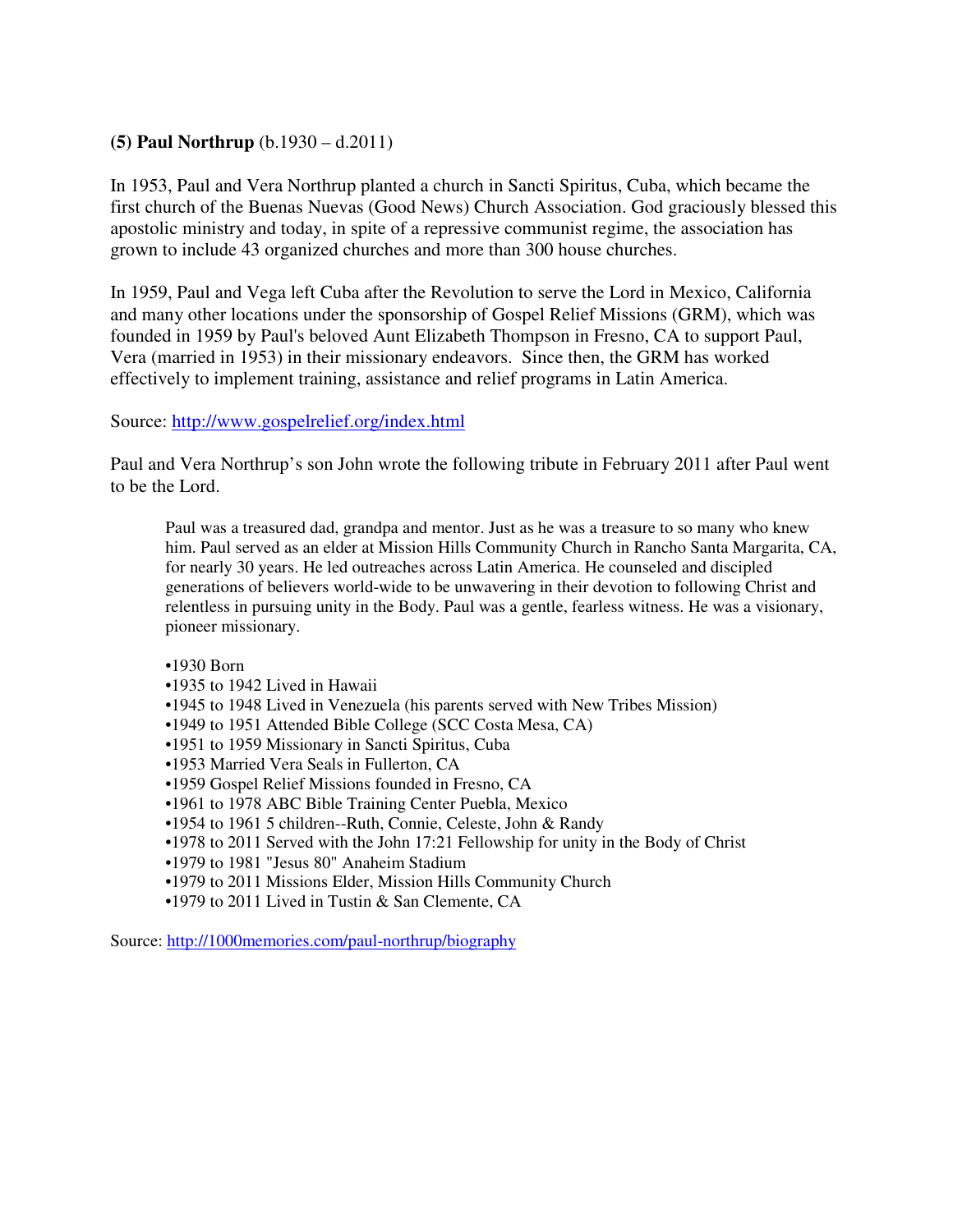**(5) Paul Northrup** (b.1930 – d.2011)

In 1953, Paul and Vera Northrup planted a church in Sancti Spiritus, Cuba, which became the first church of the Buenas Nuevas (Good News) Church Association. God graciously blessed this apostolic ministry and today, in spite of a repressive communist regime, the association has grown to include 43 organized churches and more than 300 house churches.

In 1959, Paul and Vega left Cuba after the Revolution to serve the Lord in Mexico, California and many other locations under the sponsorship of Gospel Relief Missions (GRM), which was founded in 1959 by Paul's beloved Aunt Elizabeth Thompson in Fresno, CA to support Paul, Vera (married in 1953) in their missionary endeavors. Since then, the GRM has worked effectively to implement training, assistance and relief programs in Latin America.

Source: [http://www.gospelrelief.org/index.html](http://www.gospelrelief.org/index.html)

Paul and Vera Northrup's son John wrote the following tribute in February 2011 after Paul went to be the Lord.

> Paul was a treasured dad, grandpa and mentor. Just as he was a treasure to so many who knew him. Paul served as an elder at Mission Hills Community Church in Rancho Santa Margarita, CA, for nearly 30 years. He led outreaches across Latin America. He counseled and discipled generations of believers world-wide to be unwavering in their devotion to following Christ and relentless in pursuing unity in the Body. Paul was a gentle, fearless witness. He was a visionary, pioneer missionary.
>
> •1930 Born
> •1935 to 1942 Lived in Hawaii
> •1945 to 1948 Lived in Venezuela (his parents served with New Tribes Mission)
> •1949 to 1951 Attended Bible College (SCC Costa Mesa, CA)
> •1951 to 1959 Missionary in Sancti Spiritus, Cuba
> •1953 Married Vera Seals in Fullerton, CA
> •1959 Gospel Relief Missions founded in Fresno, CA
> •1961 to 1978 ABC Bible Training Center Puebla, Mexico
> •1954 to 1961 5 children--Ruth, Connie, Celeste, John & Randy
> •1978 to 2011 Served with the John 17:21 Fellowship for unity in the Body of Christ
> •1979 to 1981 "Jesus 80" Anaheim Stadium
> •1979 to 2011 Missions Elder, Mission Hills Community Church
> •1979 to 2011 Lived in Tustin & San Clemente, CA

Source: [http://1000memories.com/paul-northrup/biography](http://1000memories.com/paul-northrup/biography)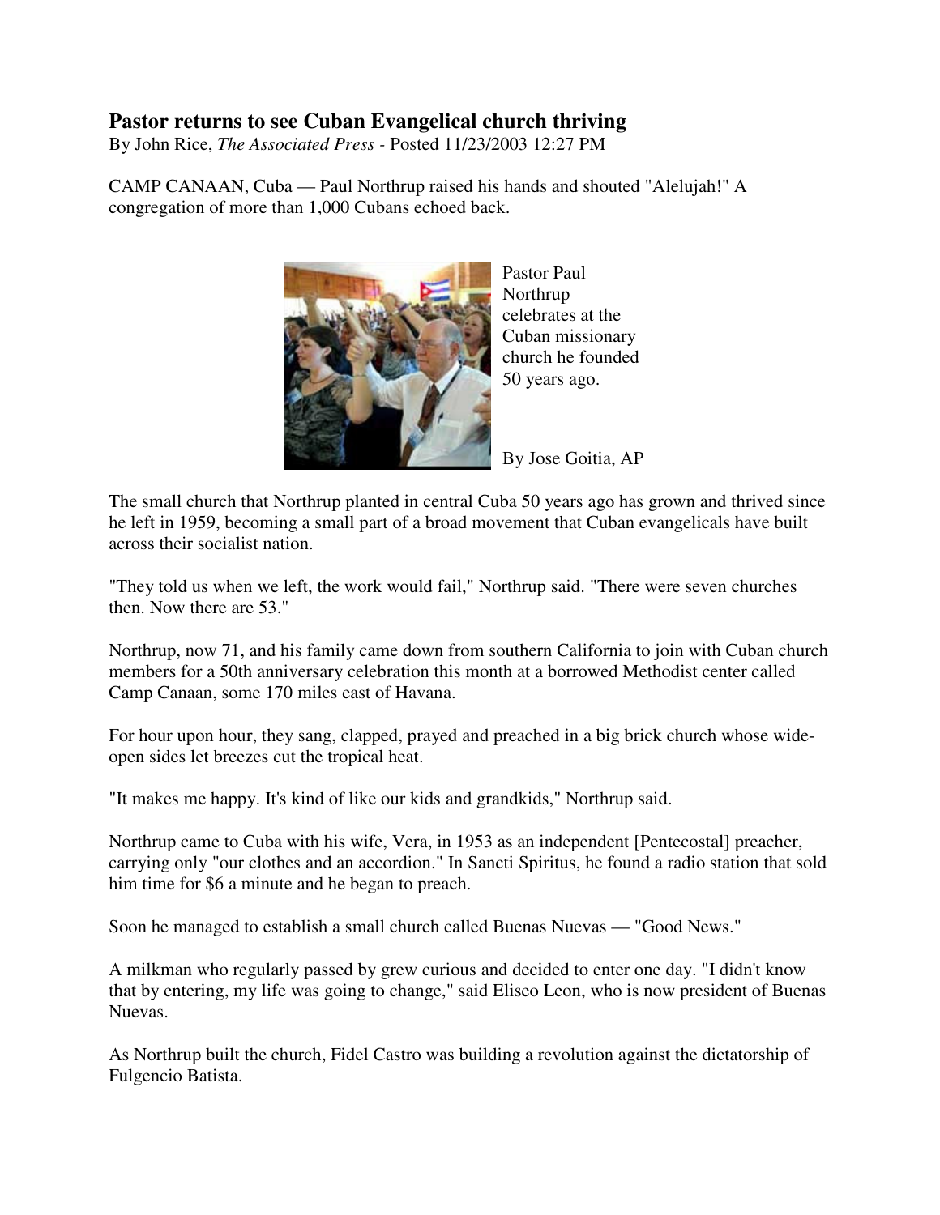# Pastor returns to see Cuban Evangelical church thriving

By John Rice, *The Associated Press* - Posted 11/23/2003 12:27 PM

CAMP CANAAN, Cuba — Paul Northrup raised his hands and shouted "Alelujah!" A congregation of more than 1,000 Cubans echoed back.

Pastor Paul Northrup celebrates at the Cuban missionary church he founded 50 years ago.

By Jose Goitia, AP

The small church that Northrup planted in central Cuba 50 years ago has grown and thrived since he left in 1959, becoming a small part of a broad movement that Cuban evangelicals have built across their socialist nation.

"They told us when we left, the work would fail," Northrup said. "There were seven churches then. Now there are 53."

Northrup, now 71, and his family came down from southern California to join with Cuban church members for a 50th anniversary celebration this month at a borrowed Methodist center called Camp Canaan, some 170 miles east of Havana.

For hour upon hour, they sang, clapped, prayed and preached in a big brick church whose wide-open sides let breezes cut the tropical heat.

"It makes me happy. It's kind of like our kids and grandkids," Northrup said.

Northrup came to Cuba with his wife, Vera, in 1953 as an independent [Pentecostal] preacher, carrying only "our clothes and an accordion." In Sancti Spiritus, he found a radio station that sold him time for $6 a minute and he began to preach.

Soon he managed to establish a small church called Buenas Nuevas — "Good News."

A milkman who regularly passed by grew curious and decided to enter one day. "I didn't know that by entering, my life was going to change," said Eliseo Leon, who is now president of Buenas Nuevas.

As Northrup built the church, Fidel Castro was building a revolution against the dictatorship of Fulgencio Batista.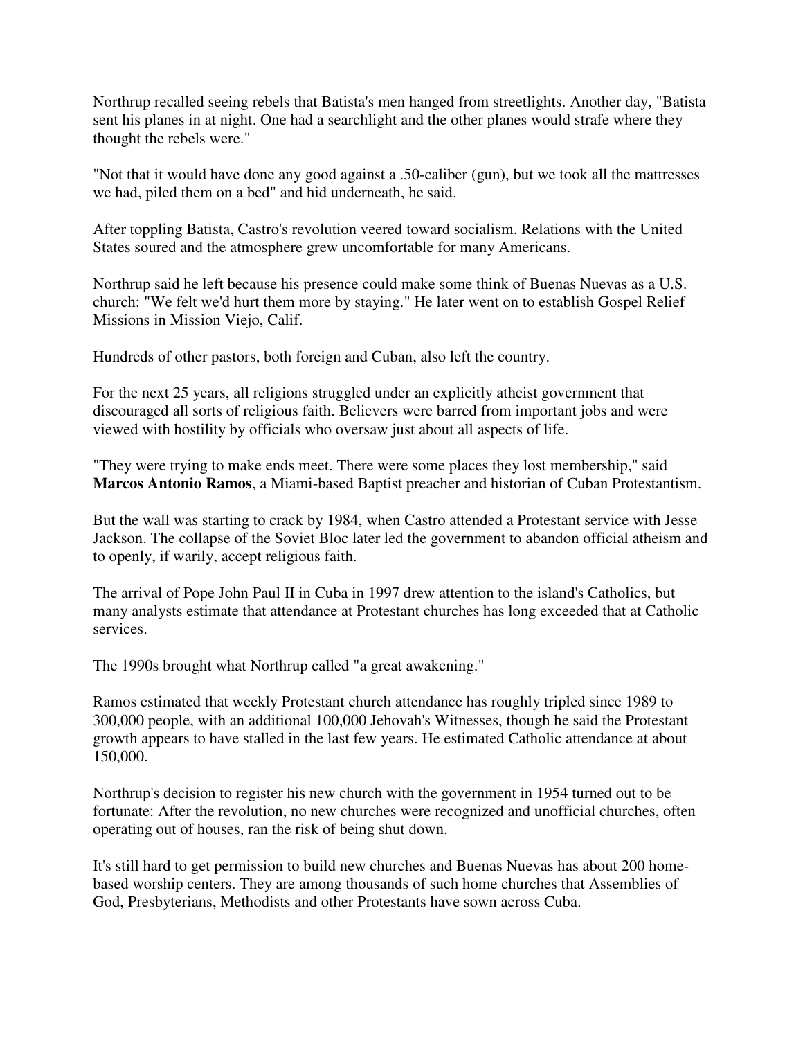Northrup recalled seeing rebels that Batista's men hanged from streetlights. Another day, "Batista sent his planes in at night. One had a searchlight and the other planes would strafe where they thought the rebels were."

"Not that it would have done any good against a .50-caliber (gun), but we took all the mattresses we had, piled them on a bed" and hid underneath, he said.

After toppling Batista, Castro's revolution veered toward socialism. Relations with the United States soured and the atmosphere grew uncomfortable for many Americans.

Northrup said he left because his presence could make some think of Buenas Nuevas as a U.S. church: "We felt we'd hurt them more by staying." He later went on to establish Gospel Relief Missions in Mission Viejo, Calif.

Hundreds of other pastors, both foreign and Cuban, also left the country.

For the next 25 years, all religions struggled under an explicitly atheist government that discouraged all sorts of religious faith. Believers were barred from important jobs and were viewed with hostility by officials who oversaw just about all aspects of life.

"They were trying to make ends meet. There were some places they lost membership," said **Marcos Antonio Ramos**, a Miami-based Baptist preacher and historian of Cuban Protestantism.

But the wall was starting to crack by 1984, when Castro attended a Protestant service with Jesse Jackson. The collapse of the Soviet Bloc later led the government to abandon official atheism and to openly, if warily, accept religious faith.

The arrival of Pope John Paul II in Cuba in 1997 drew attention to the island's Catholics, but many analysts estimate that attendance at Protestant churches has long exceeded that at Catholic services.

The 1990s brought what Northrup called "a great awakening."

Ramos estimated that weekly Protestant church attendance has roughly tripled since 1989 to 300,000 people, with an additional 100,000 Jehovah's Witnesses, though he said the Protestant growth appears to have stalled in the last few years. He estimated Catholic attendance at about 150,000.

Northrup's decision to register his new church with the government in 1954 turned out to be fortunate: After the revolution, no new churches were recognized and unofficial churches, often operating out of houses, ran the risk of being shut down.

It's still hard to get permission to build new churches and Buenas Nuevas has about 200 home-based worship centers. They are among thousands of such home churches that Assemblies of God, Presbyterians, Methodists and other Protestants have sown across Cuba.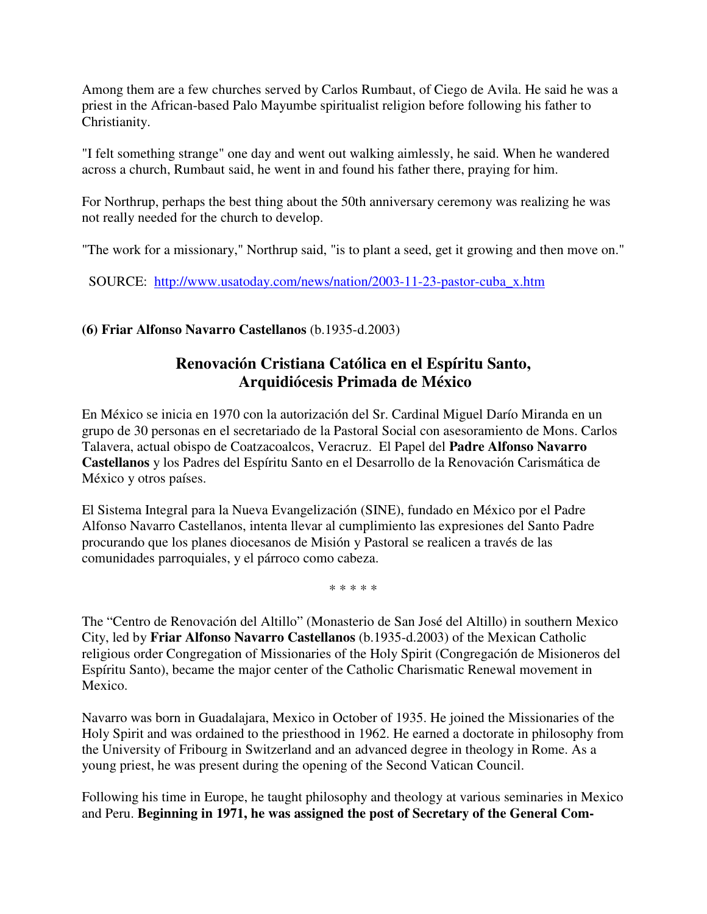Among them are a few churches served by Carlos Rumbaut, of Ciego de Avila. He said he was a priest in the African-based Palo Mayumbe spiritualist religion before following his father to Christianity.

"I felt something strange" one day and went out walking aimlessly, he said. When he wandered across a church, Rumbaut said, he went in and found his father there, praying for him.

For Northrup, perhaps the best thing about the 50th anniversary ceremony was realizing he was not really needed for the church to develop.

"The work for a missionary," Northrup said, "is to plant a seed, get it growing and then move on."

SOURCE: [http://www.usatoday.com/news/nation/2003-11-23-pastor-cuba_x.htm](http://www.usatoday.com/news/nation/2003-11-23-pastor-cuba_x.htm)

**(6) Friar Alfonso Navarro Castellanos** (b.1935-d.2003)

## Renovación Cristiana Católica en el Espíritu Santo, Arquidiócesis Primada de México

En México se inicia en 1970 con la autorización del Sr. Cardinal Miguel Darío Miranda en un grupo de 30 personas en el secretariado de la Pastoral Social con asesoramiento de Mons. Carlos Talavera, actual obispo de Coatzacoalcos, Veracruz. El Papel del **Padre Alfonso Navarro Castellanos** y los Padres del Espíritu Santo en el Desarrollo de la Renovación Carismática de México y otros países.

El Sistema Integral para la Nueva Evangelización (SINE), fundado en México por el Padre Alfonso Navarro Castellanos, intenta llevar al cumplimiento las expresiones del Santo Padre procurando que los planes diocesanos de Misión y Pastoral se realicen a través de las comunidades parroquiales, y el párroco como cabeza.

\* \* \* \* \*

The "Centro de Renovación del Altillo" (Monasterio de San José del Altillo) in southern Mexico City, led by **Friar Alfonso Navarro Castellanos** (b.1935-d.2003) of the Mexican Catholic religious order Congregation of Missionaries of the Holy Spirit (Congregación de Misioneros del Espíritu Santo), became the major center of the Catholic Charismatic Renewal movement in Mexico.

Navarro was born in Guadalajara, Mexico in October of 1935. He joined the Missionaries of the Holy Spirit and was ordained to the priesthood in 1962. He earned a doctorate in philosophy from the University of Fribourg in Switzerland and an advanced degree in theology in Rome. As a young priest, he was present during the opening of the Second Vatican Council.

Following his time in Europe, he taught philosophy and theology at various seminaries in Mexico and Peru. **Beginning in 1971, he was assigned the post of Secretary of the General Com-**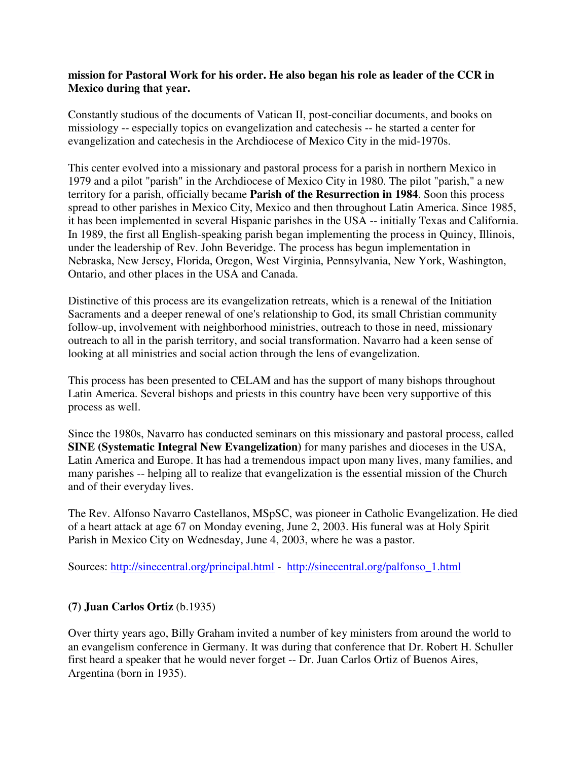**mission for Pastoral Work for his order. He also began his role as leader of the CCR in Mexico during that year.**

Constantly studious of the documents of Vatican II, post-conciliar documents, and books on missiology -- especially topics on evangelization and catechesis -- he started a center for evangelization and catechesis in the Archdiocese of Mexico City in the mid-1970s.

This center evolved into a missionary and pastoral process for a parish in northern Mexico in 1979 and a pilot "parish" in the Archdiocese of Mexico City in 1980. The pilot "parish," a new territory for a parish, officially became **Parish of the Resurrection in 1984**. Soon this process spread to other parishes in Mexico City, Mexico and then throughout Latin America. Since 1985, it has been implemented in several Hispanic parishes in the USA -- initially Texas and California. In 1989, the first all English-speaking parish began implementing the process in Quincy, Illinois, under the leadership of Rev. John Beveridge. The process has begun implementation in Nebraska, New Jersey, Florida, Oregon, West Virginia, Pennsylvania, New York, Washington, Ontario, and other places in the USA and Canada.

Distinctive of this process are its evangelization retreats, which is a renewal of the Initiation Sacraments and a deeper renewal of one's relationship to God, its small Christian community follow-up, involvement with neighborhood ministries, outreach to those in need, missionary outreach to all in the parish territory, and social transformation. Navarro had a keen sense of looking at all ministries and social action through the lens of evangelization.

This process has been presented to CELAM and has the support of many bishops throughout Latin America. Several bishops and priests in this country have been very supportive of this process as well.

Since the 1980s, Navarro has conducted seminars on this missionary and pastoral process, called **SINE (Systematic Integral New Evangelization)** for many parishes and dioceses in the USA, Latin America and Europe. It has had a tremendous impact upon many lives, many families, and many parishes -- helping all to realize that evangelization is the essential mission of the Church and of their everyday lives.

The Rev. Alfonso Navarro Castellanos, MSpSC, was pioneer in Catholic Evangelization. He died of a heart attack at age 67 on Monday evening, June 2, 2003. His funeral was at Holy Spirit Parish in Mexico City on Wednesday, June 4, 2003, where he was a pastor.

Sources: http://sinecentral.org/principal.html - http://sinecentral.org/palfonso_1.html

**(7) Juan Carlos Ortiz** (b.1935)

Over thirty years ago, Billy Graham invited a number of key ministers from around the world to an evangelism conference in Germany. It was during that conference that Dr. Robert H. Schuller first heard a speaker that he would never forget -- Dr. Juan Carlos Ortiz of Buenos Aires, Argentina (born in 1935).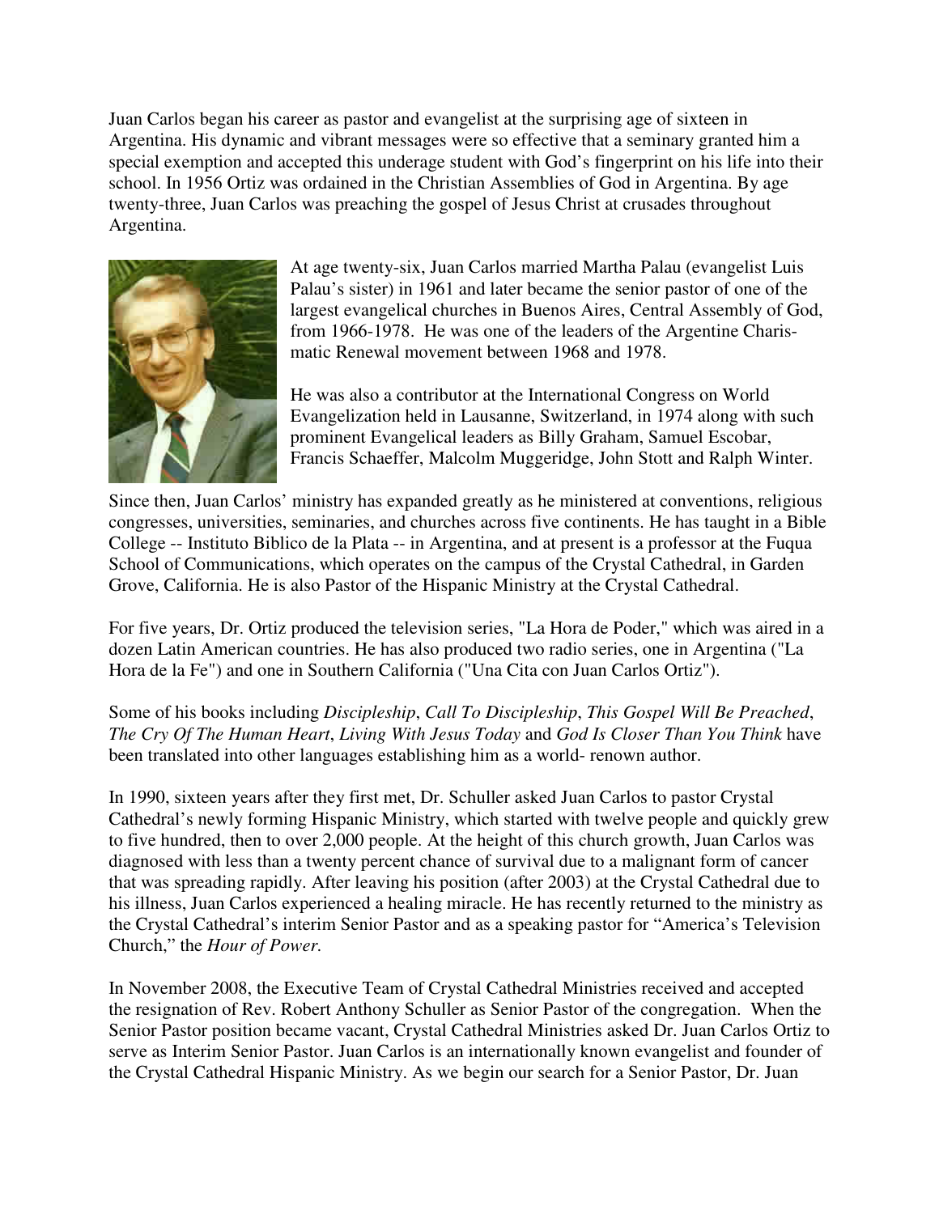Juan Carlos began his career as pastor and evangelist at the surprising age of sixteen in Argentina. His dynamic and vibrant messages were so effective that a seminary granted him a special exemption and accepted this underage student with God's fingerprint on his life into their school. In 1956 Ortiz was ordained in the Christian Assemblies of God in Argentina. By age twenty-three, Juan Carlos was preaching the gospel of Jesus Christ at crusades throughout Argentina.

At age twenty-six, Juan Carlos married Martha Palau (evangelist Luis Palau's sister) in 1961 and later became the senior pastor of one of the largest evangelical churches in Buenos Aires, Central Assembly of God, from 1966-1978. He was one of the leaders of the Argentine Charismatic Renewal movement between 1968 and 1978.

He was also a contributor at the International Congress on World Evangelization held in Lausanne, Switzerland, in 1974 along with such prominent Evangelical leaders as Billy Graham, Samuel Escobar, Francis Schaeffer, Malcolm Muggeridge, John Stott and Ralph Winter.

Since then, Juan Carlos' ministry has expanded greatly as he ministered at conventions, religious congresses, universities, seminaries, and churches across five continents. He has taught in a Bible College -- Instituto Biblico de la Plata -- in Argentina, and at present is a professor at the Fuqua School of Communications, which operates on the campus of the Crystal Cathedral, in Garden Grove, California. He is also Pastor of the Hispanic Ministry at the Crystal Cathedral.

For five years, Dr. Ortiz produced the television series, "La Hora de Poder," which was aired in a dozen Latin American countries. He has also produced two radio series, one in Argentina ("La Hora de la Fe") and one in Southern California ("Una Cita con Juan Carlos Ortiz").

Some of his books including *Discipleship*, *Call To Discipleship*, *This Gospel Will Be Preached*, *The Cry Of The Human Heart*, *Living With Jesus Today* and *God Is Closer Than You Think* have been translated into other languages establishing him as a world- renown author.

In 1990, sixteen years after they first met, Dr. Schuller asked Juan Carlos to pastor Crystal Cathedral's newly forming Hispanic Ministry, which started with twelve people and quickly grew to five hundred, then to over 2,000 people. At the height of this church growth, Juan Carlos was diagnosed with less than a twenty percent chance of survival due to a malignant form of cancer that was spreading rapidly. After leaving his position (after 2003) at the Crystal Cathedral due to his illness, Juan Carlos experienced a healing miracle. He has recently returned to the ministry as the Crystal Cathedral's interim Senior Pastor and as a speaking pastor for "America's Television Church," the *Hour of Power.*

In November 2008, the Executive Team of Crystal Cathedral Ministries received and accepted the resignation of Rev. Robert Anthony Schuller as Senior Pastor of the congregation. When the Senior Pastor position became vacant, Crystal Cathedral Ministries asked Dr. Juan Carlos Ortiz to serve as Interim Senior Pastor. Juan Carlos is an internationally known evangelist and founder of the Crystal Cathedral Hispanic Ministry. As we begin our search for a Senior Pastor, Dr. Juan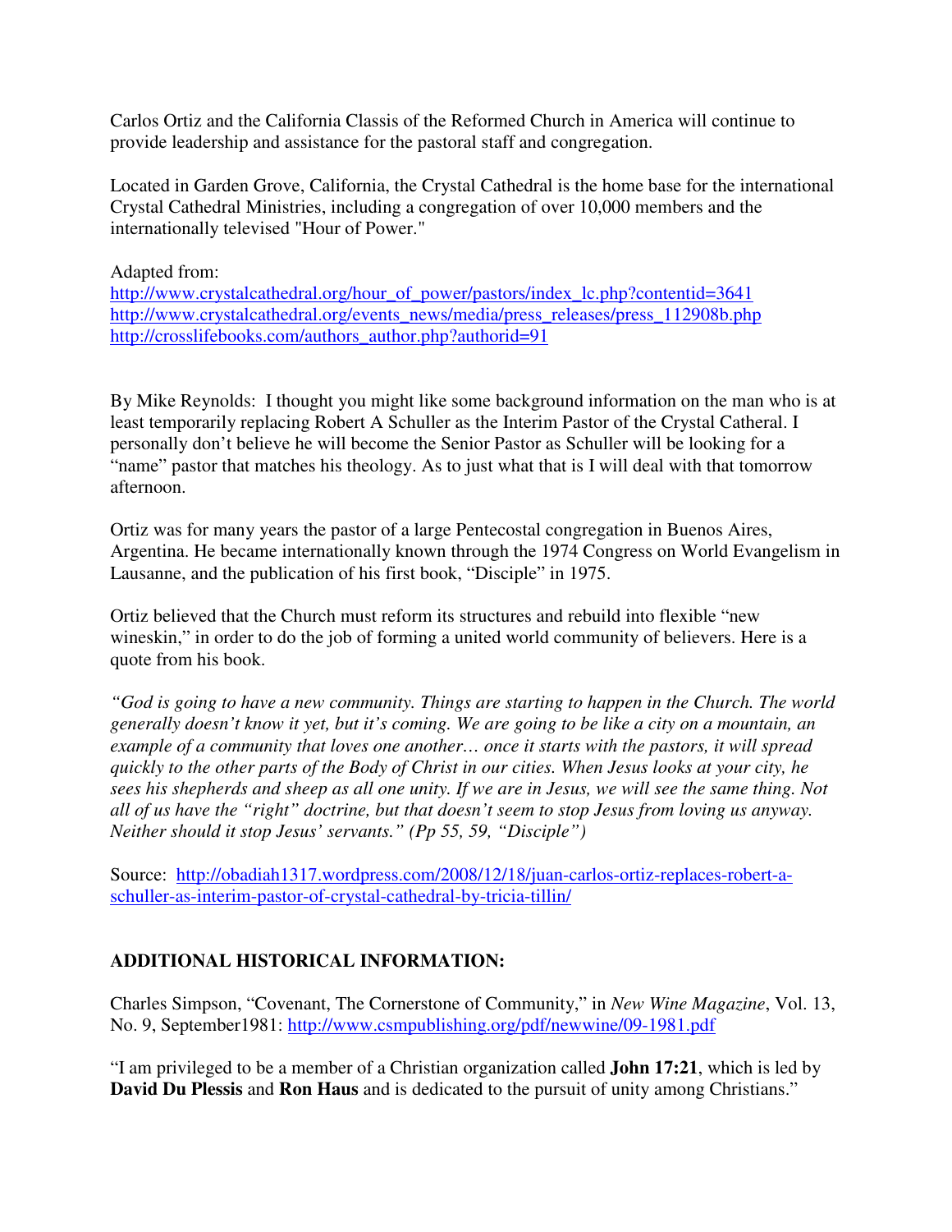Carlos Ortiz and the California Classis of the Reformed Church in America will continue to provide leadership and assistance for the pastoral staff and congregation.

Located in Garden Grove, California, the Crystal Cathedral is the home base for the international Crystal Cathedral Ministries, including a congregation of over 10,000 members and the internationally televised "Hour of Power."

Adapted from:
http://www.crystalcathedral.org/hour_of_power/pastors/index_lc.php?contentid=3641
http://www.crystalcathedral.org/events_news/media/press_releases/press_112908b.php
http://crosslifebooks.com/authors_author.php?authorid=91

By Mike Reynolds: I thought you might like some background information on the man who is at least temporarily replacing Robert A Schuller as the Interim Pastor of the Crystal Catheral. I personally don't believe he will become the Senior Pastor as Schuller will be looking for a "name" pastor that matches his theology. As to just what that is I will deal with that tomorrow afternoon.

Ortiz was for many years the pastor of a large Pentecostal congregation in Buenos Aires, Argentina. He became internationally known through the 1974 Congress on World Evangelism in Lausanne, and the publication of his first book, "Disciple" in 1975.

Ortiz believed that the Church must reform its structures and rebuild into flexible "new wineskin," in order to do the job of forming a united world community of believers. Here is a quote from his book.

*"God is going to have a new community. Things are starting to happen in the Church. The world generally doesn't know it yet, but it's coming. We are going to be like a city on a mountain, an example of a community that loves one another… once it starts with the pastors, it will spread quickly to the other parts of the Body of Christ in our cities. When Jesus looks at your city, he sees his shepherds and sheep as all one unity. If we are in Jesus, we will see the same thing. Not all of us have the "right" doctrine, but that doesn't seem to stop Jesus from loving us anyway. Neither should it stop Jesus' servants." (Pp 55, 59, "Disciple")*

Source: http://obadiah1317.wordpress.com/2008/12/18/juan-carlos-ortiz-replaces-robert-a-schuller-as-interim-pastor-of-crystal-cathedral-by-tricia-tillin/

## ADDITIONAL HISTORICAL INFORMATION:

Charles Simpson, "Covenant, The Cornerstone of Community," in *New Wine Magazine*, Vol. 13, No. 9, September1981: http://www.csmpublishing.org/pdf/newwine/09-1981.pdf

"I am privileged to be a member of a Christian organization called **John 17:21**, which is led by **David Du Plessis** and **Ron Haus** and is dedicated to the pursuit of unity among Christians."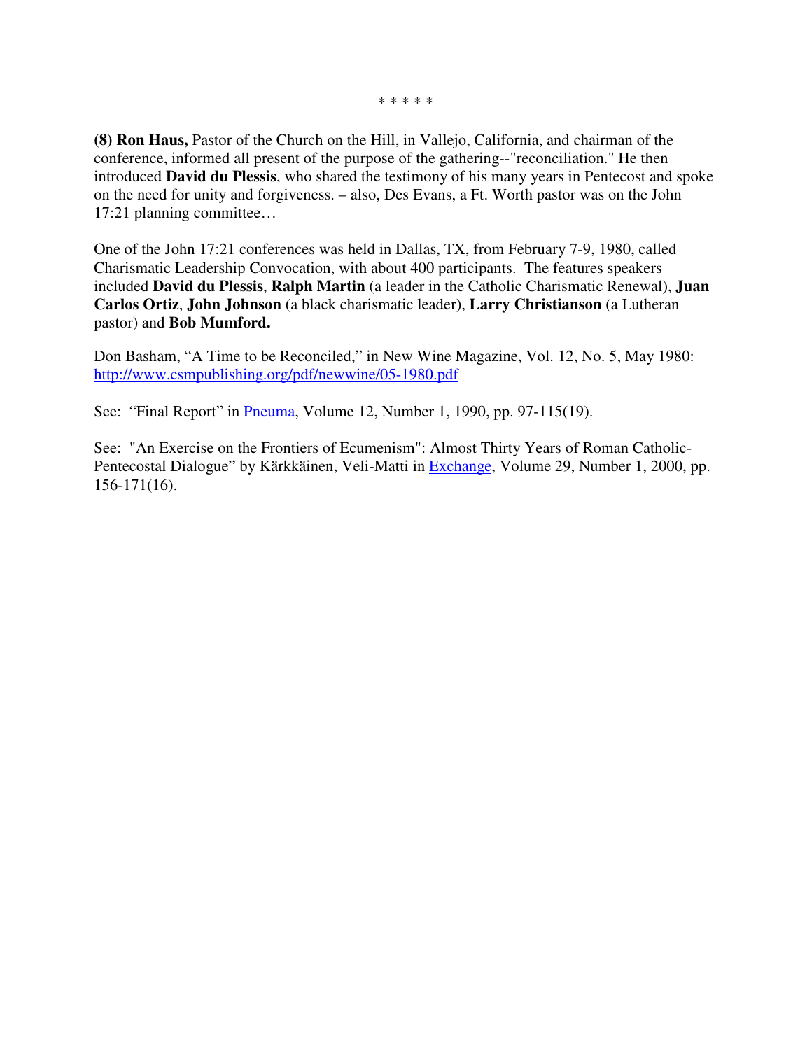* * * * *

**(8) Ron Haus,** Pastor of the Church on the Hill, in Vallejo, California, and chairman of the conference, informed all present of the purpose of the gathering--"reconciliation." He then introduced **David du Plessis**, who shared the testimony of his many years in Pentecost and spoke on the need for unity and forgiveness. – also, Des Evans, a Ft. Worth pastor was on the John 17:21 planning committee…

One of the John 17:21 conferences was held in Dallas, TX, from February 7-9, 1980, called Charismatic Leadership Convocation, with about 400 participants. The features speakers included **David du Plessis**, **Ralph Martin** (a leader in the Catholic Charismatic Renewal), **Juan Carlos Ortiz**, **John Johnson** (a black charismatic leader), **Larry Christianson** (a Lutheran pastor) and **Bob Mumford.**

Don Basham, "A Time to be Reconciled," in New Wine Magazine, Vol. 12, No. 5, May 1980: http://www.csmpublishing.org/pdf/newwine/05-1980.pdf

See: "Final Report" in Pneuma, Volume 12, Number 1, 1990, pp. 97-115(19).

See: "An Exercise on the Frontiers of Ecumenism": Almost Thirty Years of Roman Catholic-Pentecostal Dialogue" by Kärkkäinen, Veli-Matti in Exchange, Volume 29, Number 1, 2000, pp. 156-171(16).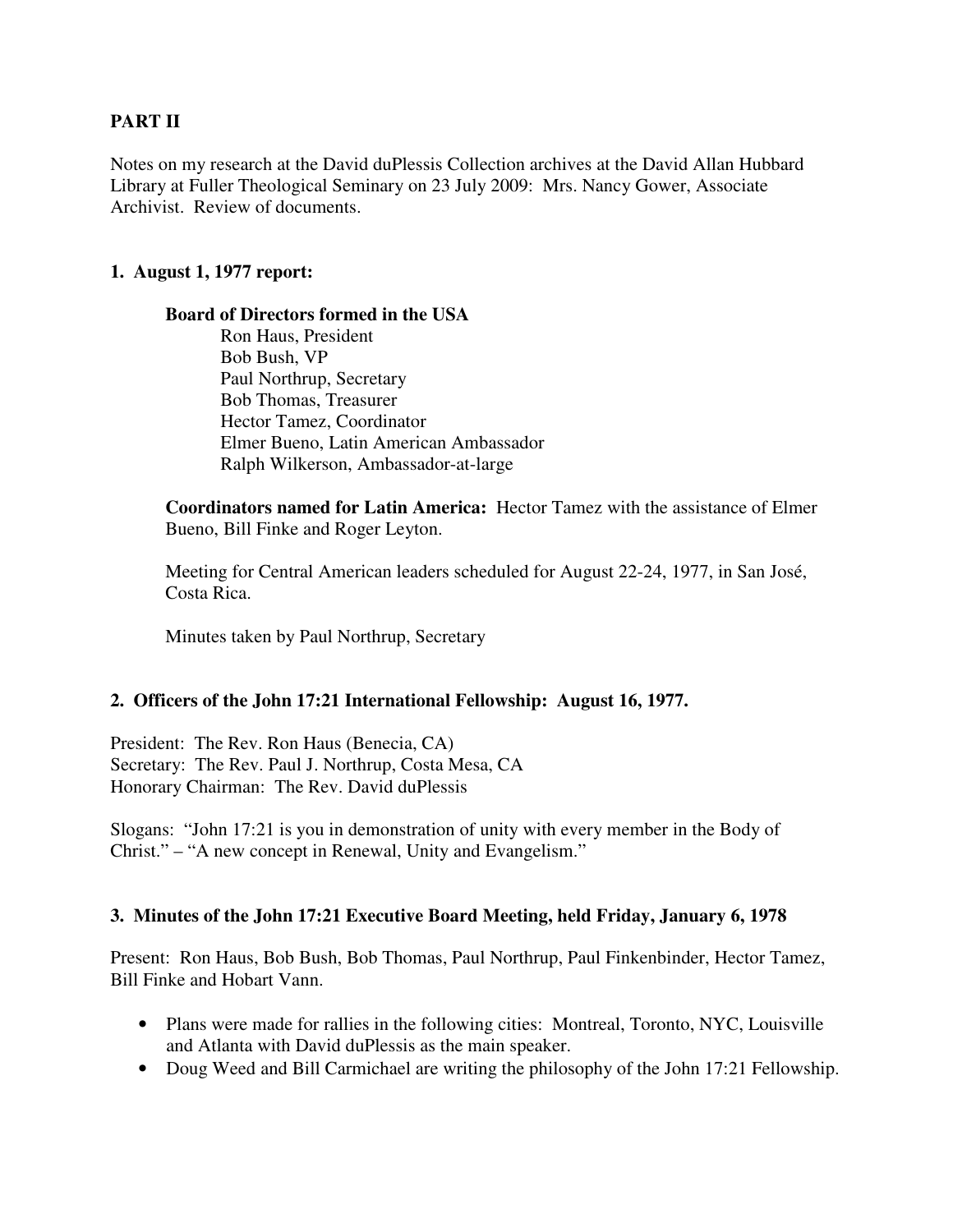**PART II**

Notes on my research at the David duPlessis Collection archives at the David Allan Hubbard Library at Fuller Theological Seminary on 23 July 2009: Mrs. Nancy Gower, Associate Archivist. Review of documents.

**1. August 1, 1977 report:**

> **Board of Directors formed in the USA**
>
> Ron Haus, President
> Bob Bush, VP
> Paul Northrup, Secretary
> Bob Thomas, Treasurer
> Hector Tamez, Coordinator
> Elmer Bueno, Latin American Ambassador
> Ralph Wilkerson, Ambassador-at-large
>
> **Coordinators named for Latin America:** Hector Tamez with the assistance of Elmer Bueno, Bill Finke and Roger Leyton.
>
> Meeting for Central American leaders scheduled for August 22-24, 1977, in San José, Costa Rica.
>
> Minutes taken by Paul Northrup, Secretary

**2. Officers of the John 17:21 International Fellowship: August 16, 1977.**

President: The Rev. Ron Haus (Benecia, CA)
Secretary: The Rev. Paul J. Northrup, Costa Mesa, CA
Honorary Chairman: The Rev. David duPlessis

Slogans: "John 17:21 is you in demonstration of unity with every member in the Body of Christ." – "A new concept in Renewal, Unity and Evangelism."

**3. Minutes of the John 17:21 Executive Board Meeting, held Friday, January 6, 1978**

Present: Ron Haus, Bob Bush, Bob Thomas, Paul Northrup, Paul Finkenbinder, Hector Tamez, Bill Finke and Hobart Vann.

- Plans were made for rallies in the following cities: Montreal, Toronto, NYC, Louisville and Atlanta with David duPlessis as the main speaker.
- Doug Weed and Bill Carmichael are writing the philosophy of the John 17:21 Fellowship.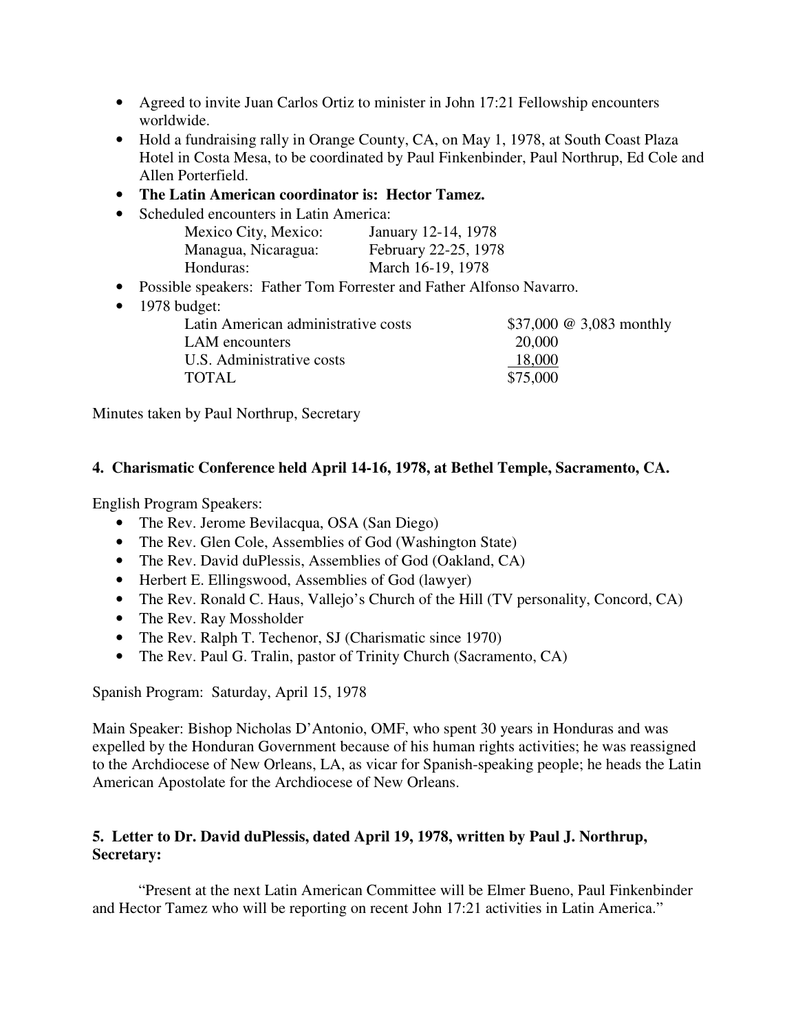- Agreed to invite Juan Carlos Ortiz to minister in John 17:21 Fellowship encounters worldwide.
- Hold a fundraising rally in Orange County, CA, on May 1, 1978, at South Coast Plaza Hotel in Costa Mesa, to be coordinated by Paul Finkenbinder, Paul Northrup, Ed Cole and Allen Porterfield.
- **The Latin American coordinator is: Hector Tamez.**
- Scheduled encounters in Latin America:

| | |
|---|---|
| Mexico City, Mexico: | January 12-14, 1978 |
| Managua, Nicaragua: | February 22-25, 1978 |
| Honduras: | March 16-19, 1978 |

- Possible speakers: Father Tom Forrester and Father Alfonso Navarro.
- 1978 budget:

| | |
|---|---|
| Latin American administrative costs | $37,000 @ 3,083 monthly |
| LAM encounters | 20,000 |
| U.S. Administrative costs | 18,000 |
| TOTAL | $75,000 |

Minutes taken by Paul Northrup, Secretary

### 4. Charismatic Conference held April 14-16, 1978, at Bethel Temple, Sacramento, CA.

English Program Speakers:

- The Rev. Jerome Bevilacqua, OSA (San Diego)
- The Rev. Glen Cole, Assemblies of God (Washington State)
- The Rev. David duPlessis, Assemblies of God (Oakland, CA)
- Herbert E. Ellingswood, Assemblies of God (lawyer)
- The Rev. Ronald C. Haus, Vallejo's Church of the Hill (TV personality, Concord, CA)
- The Rev. Ray Mossholder
- The Rev. Ralph T. Techenor, SJ (Charismatic since 1970)
- The Rev. Paul G. Tralin, pastor of Trinity Church (Sacramento, CA)

Spanish Program: Saturday, April 15, 1978

Main Speaker: Bishop Nicholas D'Antonio, OMF, who spent 30 years in Honduras and was expelled by the Honduran Government because of his human rights activities; he was reassigned to the Archdiocese of New Orleans, LA, as vicar for Spanish-speaking people; he heads the Latin American Apostolate for the Archdiocese of New Orleans.

### 5. Letter to Dr. David duPlessis, dated April 19, 1978, written by Paul J. Northrup, Secretary:

"Present at the next Latin American Committee will be Elmer Bueno, Paul Finkenbinder and Hector Tamez who will be reporting on recent John 17:21 activities in Latin America."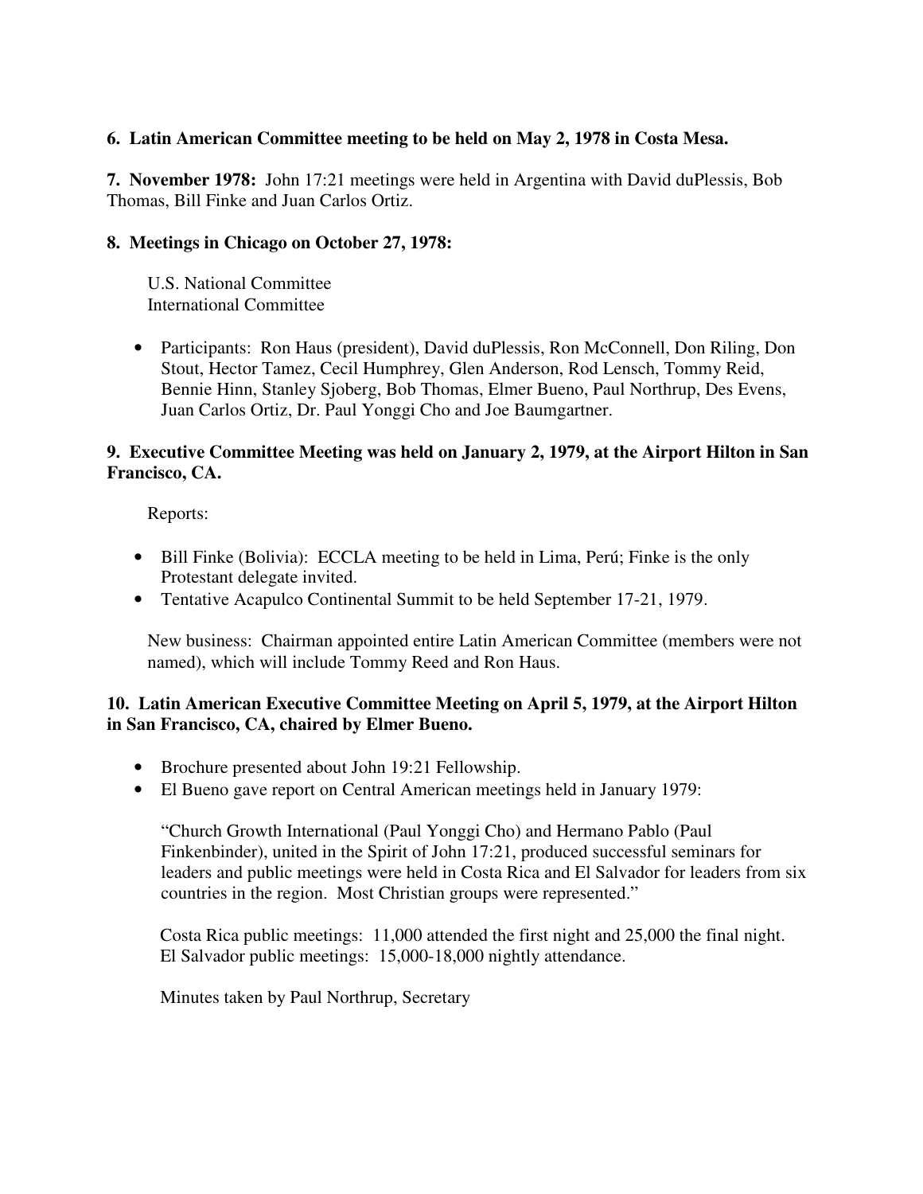**6. Latin American Committee meeting to be held on May 2, 1978 in Costa Mesa.**

**7. November 1978:** John 17:21 meetings were held in Argentina with David duPlessis, Bob Thomas, Bill Finke and Juan Carlos Ortiz.

**8. Meetings in Chicago on October 27, 1978:**

U.S. National Committee
International Committee

- Participants: Ron Haus (president), David duPlessis, Ron McConnell, Don Riling, Don Stout, Hector Tamez, Cecil Humphrey, Glen Anderson, Rod Lensch, Tommy Reid, Bennie Hinn, Stanley Sjoberg, Bob Thomas, Elmer Bueno, Paul Northrup, Des Evens, Juan Carlos Ortiz, Dr. Paul Yonggi Cho and Joe Baumgartner.

**9. Executive Committee Meeting was held on January 2, 1979, at the Airport Hilton in San Francisco, CA.**

Reports:

- Bill Finke (Bolivia): ECCLA meeting to be held in Lima, Perú; Finke is the only Protestant delegate invited.
- Tentative Acapulco Continental Summit to be held September 17-21, 1979.

New business: Chairman appointed entire Latin American Committee (members were not named), which will include Tommy Reed and Ron Haus.

**10. Latin American Executive Committee Meeting on April 5, 1979, at the Airport Hilton in San Francisco, CA, chaired by Elmer Bueno.**

- Brochure presented about John 19:21 Fellowship.
- El Bueno gave report on Central American meetings held in January 1979:

  "Church Growth International (Paul Yonggi Cho) and Hermano Pablo (Paul Finkenbinder), united in the Spirit of John 17:21, produced successful seminars for leaders and public meetings were held in Costa Rica and El Salvador for leaders from six countries in the region. Most Christian groups were represented."

  Costa Rica public meetings: 11,000 attended the first night and 25,000 the final night.
  El Salvador public meetings: 15,000-18,000 nightly attendance.

  Minutes taken by Paul Northrup, Secretary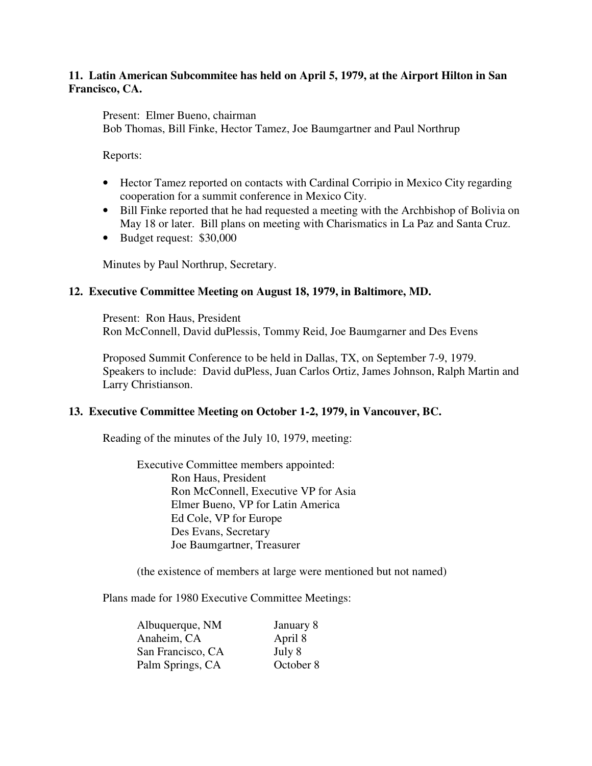**11. Latin American Subcommitee has held on April 5, 1979, at the Airport Hilton in San Francisco, CA.**

Present: Elmer Bueno, chairman
Bob Thomas, Bill Finke, Hector Tamez, Joe Baumgartner and Paul Northrup

Reports:

- Hector Tamez reported on contacts with Cardinal Corripio in Mexico City regarding cooperation for a summit conference in Mexico City.
- Bill Finke reported that he had requested a meeting with the Archbishop of Bolivia on May 18 or later. Bill plans on meeting with Charismatics in La Paz and Santa Cruz.
- Budget request: $30,000

Minutes by Paul Northrup, Secretary.

**12. Executive Committee Meeting on August 18, 1979, in Baltimore, MD.**

Present: Ron Haus, President
Ron McConnell, David duPlessis, Tommy Reid, Joe Baumgarner and Des Evens

Proposed Summit Conference to be held in Dallas, TX, on September 7-9, 1979.
Speakers to include: David duPless, Juan Carlos Ortiz, James Johnson, Ralph Martin and Larry Christianson.

**13. Executive Committee Meeting on October 1-2, 1979, in Vancouver, BC.**

Reading of the minutes of the July 10, 1979, meeting:

Executive Committee members appointed:
Ron Haus, President
Ron McConnell, Executive VP for Asia
Elmer Bueno, VP for Latin America
Ed Cole, VP for Europe
Des Evans, Secretary
Joe Baumgartner, Treasurer

(the existence of members at large were mentioned but not named)

Plans made for 1980 Executive Committee Meetings:

| | |
|---|---|
| Albuquerque, NM | January 8 |
| Anaheim, CA | April 8 |
| San Francisco, CA | July 8 |
| Palm Springs, CA | October 8 |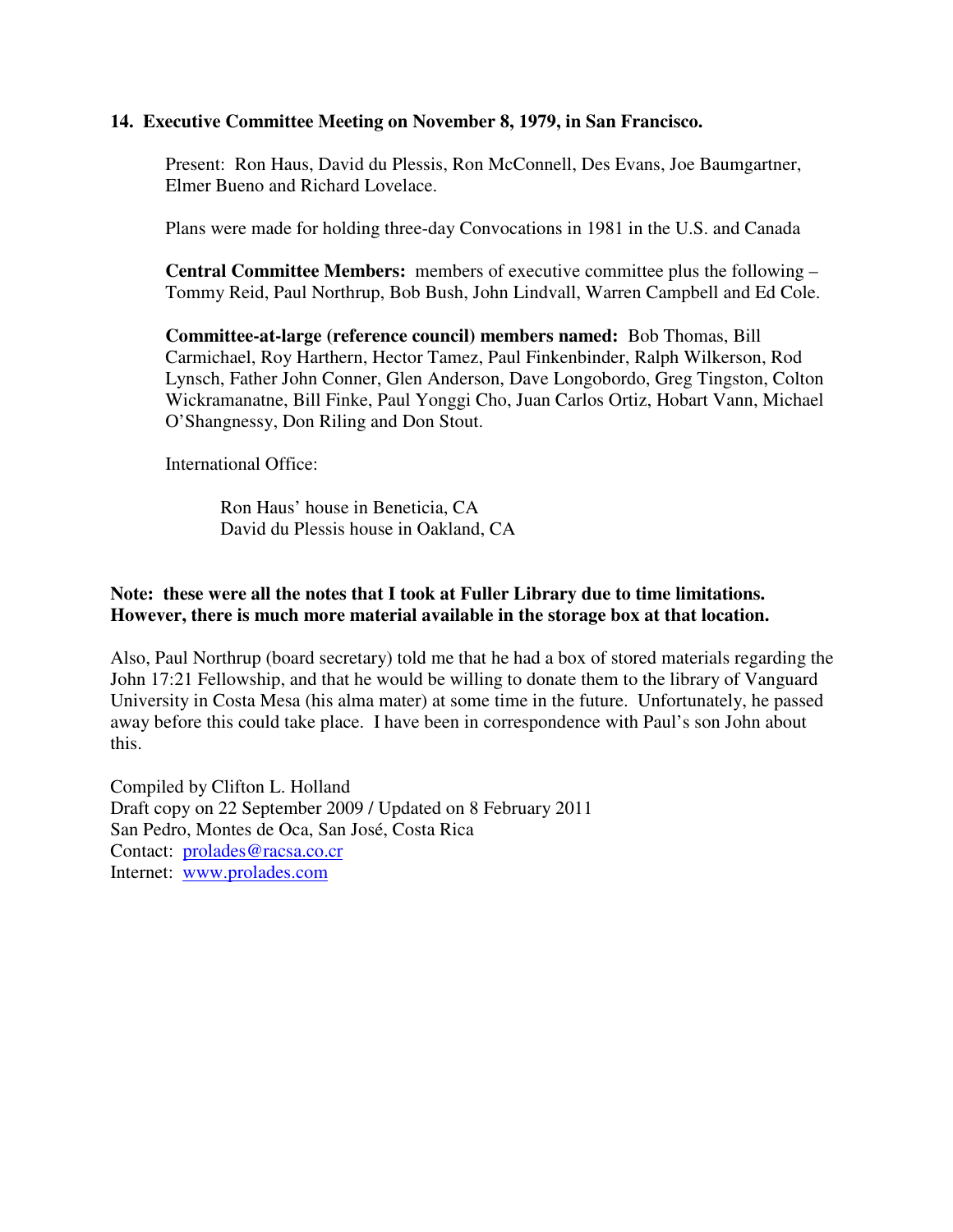**14. Executive Committee Meeting on November 8, 1979, in San Francisco.**

Present: Ron Haus, David du Plessis, Ron McConnell, Des Evans, Joe Baumgartner, Elmer Bueno and Richard Lovelace.

Plans were made for holding three-day Convocations in 1981 in the U.S. and Canada

**Central Committee Members:** members of executive committee plus the following – Tommy Reid, Paul Northrup, Bob Bush, John Lindvall, Warren Campbell and Ed Cole.

**Committee-at-large (reference council) members named:** Bob Thomas, Bill Carmichael, Roy Harthern, Hector Tamez, Paul Finkenbinder, Ralph Wilkerson, Rod Lynsch, Father John Conner, Glen Anderson, Dave Longobordo, Greg Tingston, Colton Wickramanatne, Bill Finke, Paul Yonggi Cho, Juan Carlos Ortiz, Hobart Vann, Michael O'Shangnessy, Don Riling and Don Stout.

International Office:

Ron Haus' house in Beneticia, CA
David du Plessis house in Oakland, CA

**Note: these were all the notes that I took at Fuller Library due to time limitations. However, there is much more material available in the storage box at that location.**

Also, Paul Northrup (board secretary) told me that he had a box of stored materials regarding the John 17:21 Fellowship, and that he would be willing to donate them to the library of Vanguard University in Costa Mesa (his alma mater) at some time in the future. Unfortunately, he passed away before this could take place. I have been in correspondence with Paul's son John about this.

Compiled by Clifton L. Holland
Draft copy on 22 September 2009 / Updated on 8 February 2011
San Pedro, Montes de Oca, San José, Costa Rica
Contact: prolades@racsa.co.cr
Internet: www.prolades.com